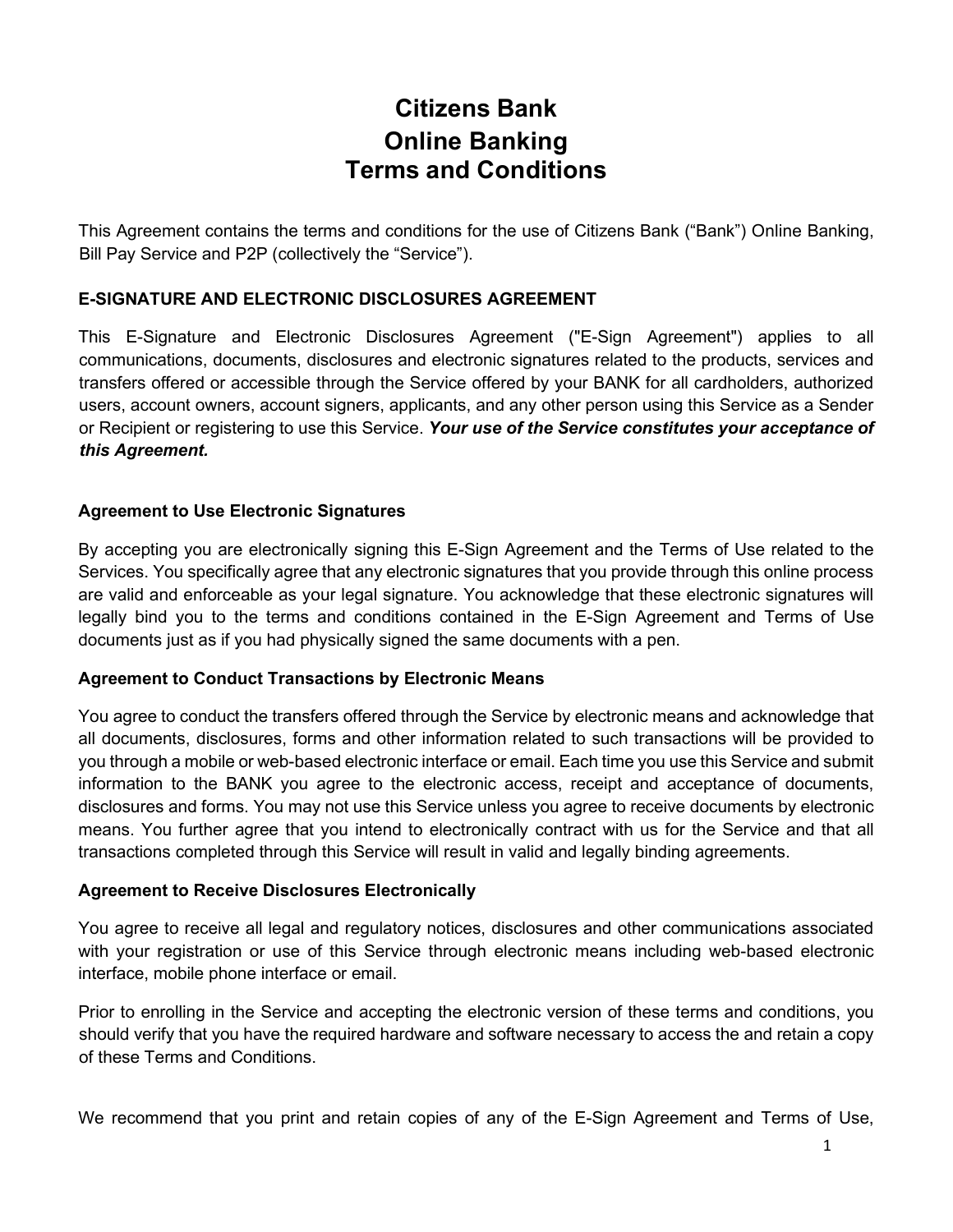# Citizens Bank
# Online Banking
# Terms and Conditions

This Agreement contains the terms and conditions for the use of Citizens Bank ("Bank") Online Banking, Bill Pay Service and P2P (collectively the "Service").

## E-SIGNATURE AND ELECTRONIC DISCLOSURES AGREEMENT

This E-Signature and Electronic Disclosures Agreement ("E-Sign Agreement") applies to all communications, documents, disclosures and electronic signatures related to the products, services and transfers offered or accessible through the Service offered by your BANK for all cardholders, authorized users, account owners, account signers, applicants, and any other person using this Service as a Sender or Recipient or registering to use this Service. ***Your use of the Service constitutes your acceptance of this Agreement.***

### Agreement to Use Electronic Signatures

By accepting you are electronically signing this E-Sign Agreement and the Terms of Use related to the Services. You specifically agree that any electronic signatures that you provide through this online process are valid and enforceable as your legal signature. You acknowledge that these electronic signatures will legally bind you to the terms and conditions contained in the E-Sign Agreement and Terms of Use documents just as if you had physically signed the same documents with a pen.

### Agreement to Conduct Transactions by Electronic Means

You agree to conduct the transfers offered through the Service by electronic means and acknowledge that all documents, disclosures, forms and other information related to such transactions will be provided to you through a mobile or web-based electronic interface or email. Each time you use this Service and submit information to the BANK you agree to the electronic access, receipt and acceptance of documents, disclosures and forms. You may not use this Service unless you agree to receive documents by electronic means. You further agree that you intend to electronically contract with us for the Service and that all transactions completed through this Service will result in valid and legally binding agreements.

### Agreement to Receive Disclosures Electronically

You agree to receive all legal and regulatory notices, disclosures and other communications associated with your registration or use of this Service through electronic means including web-based electronic interface, mobile phone interface or email.

Prior to enrolling in the Service and accepting the electronic version of these terms and conditions, you should verify that you have the required hardware and software necessary to access the and retain a copy of these Terms and Conditions.

We recommend that you print and retain copies of any of the E-Sign Agreement and Terms of Use,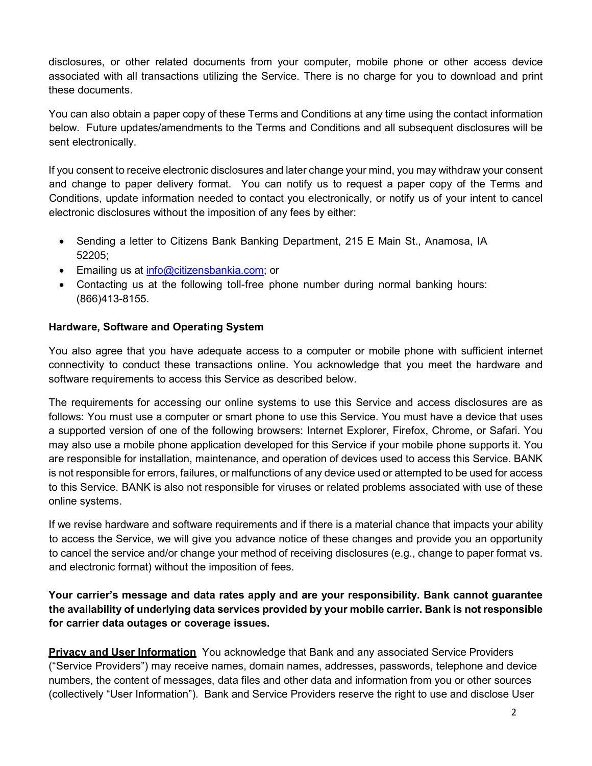disclosures, or other related documents from your computer, mobile phone or other access device associated with all transactions utilizing the Service. There is no charge for you to download and print these documents.

You can also obtain a paper copy of these Terms and Conditions at any time using the contact information below. Future updates/amendments to the Terms and Conditions and all subsequent disclosures will be sent electronically.

If you consent to receive electronic disclosures and later change your mind, you may withdraw your consent and change to paper delivery format. You can notify us to request a paper copy of the Terms and Conditions, update information needed to contact you electronically, or notify us of your intent to cancel electronic disclosures without the imposition of any fees by either:

- Sending a letter to Citizens Bank Banking Department, 215 E Main St., Anamosa, IA 52205;
- Emailing us at info@citizensbankia.com; or
- Contacting us at the following toll-free phone number during normal banking hours: (866)413-8155.

**Hardware, Software and Operating System**

You also agree that you have adequate access to a computer or mobile phone with sufficient internet connectivity to conduct these transactions online. You acknowledge that you meet the hardware and software requirements to access this Service as described below.

The requirements for accessing our online systems to use this Service and access disclosures are as follows: You must use a computer or smart phone to use this Service. You must have a device that uses a supported version of one of the following browsers: Internet Explorer, Firefox, Chrome, or Safari. You may also use a mobile phone application developed for this Service if your mobile phone supports it. You are responsible for installation, maintenance, and operation of devices used to access this Service. BANK is not responsible for errors, failures, or malfunctions of any device used or attempted to be used for access to this Service. BANK is also not responsible for viruses or related problems associated with use of these online systems.

If we revise hardware and software requirements and if there is a material chance that impacts your ability to access the Service, we will give you advance notice of these changes and provide you an opportunity to cancel the service and/or change your method of receiving disclosures (e.g., change to paper format vs. and electronic format) without the imposition of fees.

**Your carrier's message and data rates apply and are your responsibility. Bank cannot guarantee the availability of underlying data services provided by your mobile carrier. Bank is not responsible for carrier data outages or coverage issues.**

**Privacy and User Information** You acknowledge that Bank and any associated Service Providers ("Service Providers") may receive names, domain names, addresses, passwords, telephone and device numbers, the content of messages, data files and other data and information from you or other sources (collectively "User Information"). Bank and Service Providers reserve the right to use and disclose User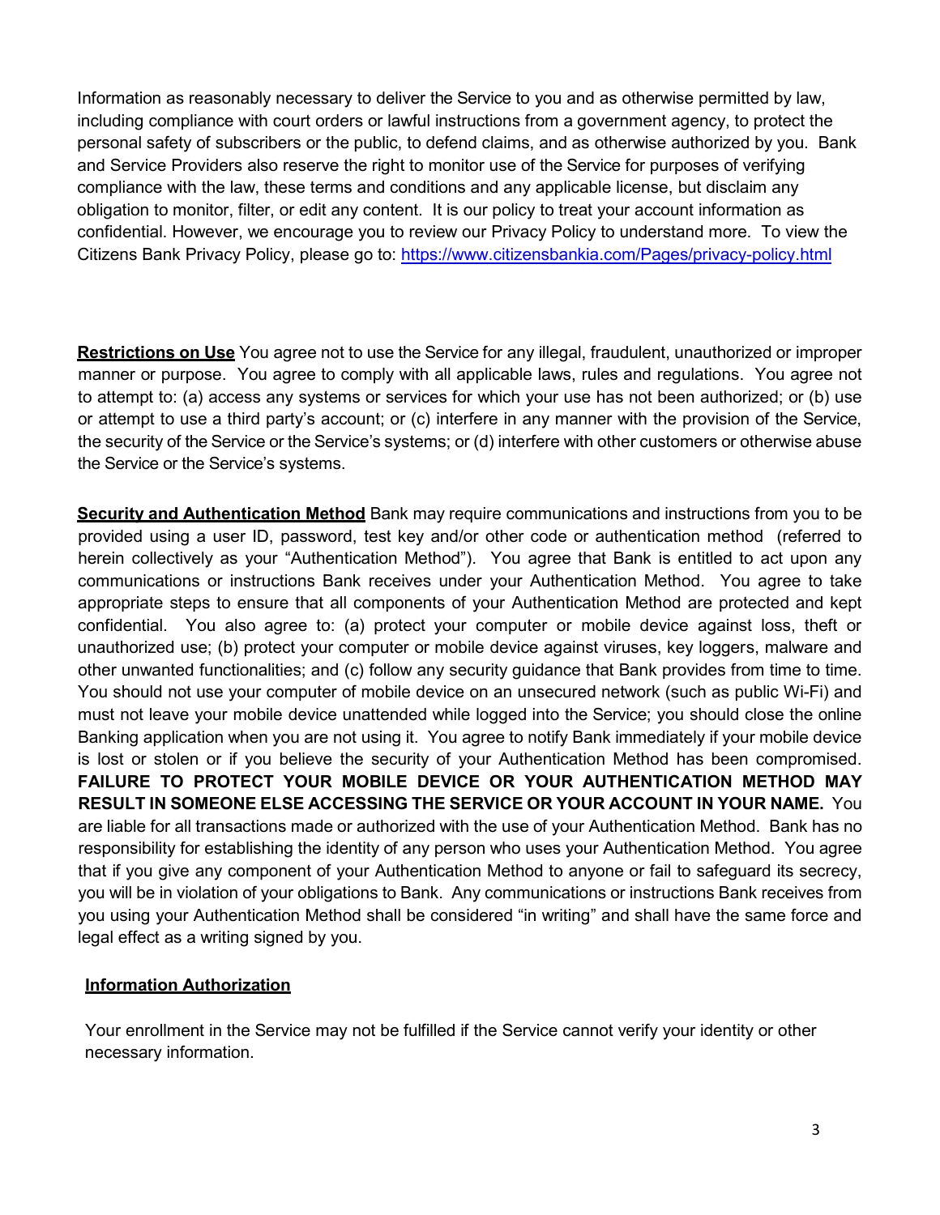Information as reasonably necessary to deliver the Service to you and as otherwise permitted by law, including compliance with court orders or lawful instructions from a government agency, to protect the personal safety of subscribers or the public, to defend claims, and as otherwise authorized by you. Bank and Service Providers also reserve the right to monitor use of the Service for purposes of verifying compliance with the law, these terms and conditions and any applicable license, but disclaim any obligation to monitor, filter, or edit any content. It is our policy to treat your account information as confidential. However, we encourage you to review our Privacy Policy to understand more. To view the Citizens Bank Privacy Policy, please go to: [https://www.citizensbankia.com/Pages/privacy-policy.html](https://www.citizensbankia.com/Pages/privacy-policy.html)

**Restrictions on Use** You agree not to use the Service for any illegal, fraudulent, unauthorized or improper manner or purpose. You agree to comply with all applicable laws, rules and regulations. You agree not to attempt to: (a) access any systems or services for which your use has not been authorized; or (b) use or attempt to use a third party's account; or (c) interfere in any manner with the provision of the Service, the security of the Service or the Service's systems; or (d) interfere with other customers or otherwise abuse the Service or the Service's systems.

**Security and Authentication Method** Bank may require communications and instructions from you to be provided using a user ID, password, test key and/or other code or authentication method (referred to herein collectively as your "Authentication Method"). You agree that Bank is entitled to act upon any communications or instructions Bank receives under your Authentication Method. You agree to take appropriate steps to ensure that all components of your Authentication Method are protected and kept confidential. You also agree to: (a) protect your computer or mobile device against loss, theft or unauthorized use; (b) protect your computer or mobile device against viruses, key loggers, malware and other unwanted functionalities; and (c) follow any security guidance that Bank provides from time to time. You should not use your computer of mobile device on an unsecured network (such as public Wi-Fi) and must not leave your mobile device unattended while logged into the Service; you should close the online Banking application when you are not using it. You agree to notify Bank immediately if your mobile device is lost or stolen or if you believe the security of your Authentication Method has been compromised. **FAILURE TO PROTECT YOUR MOBILE DEVICE OR YOUR AUTHENTICATION METHOD MAY RESULT IN SOMEONE ELSE ACCESSING THE SERVICE OR YOUR ACCOUNT IN YOUR NAME.** You are liable for all transactions made or authorized with the use of your Authentication Method. Bank has no responsibility for establishing the identity of any person who uses your Authentication Method. You agree that if you give any component of your Authentication Method to anyone or fail to safeguard its secrecy, you will be in violation of your obligations to Bank. Any communications or instructions Bank receives from you using your Authentication Method shall be considered "in writing" and shall have the same force and legal effect as a writing signed by you.

**Information Authorization**

Your enrollment in the Service may not be fulfilled if the Service cannot verify your identity or other necessary information.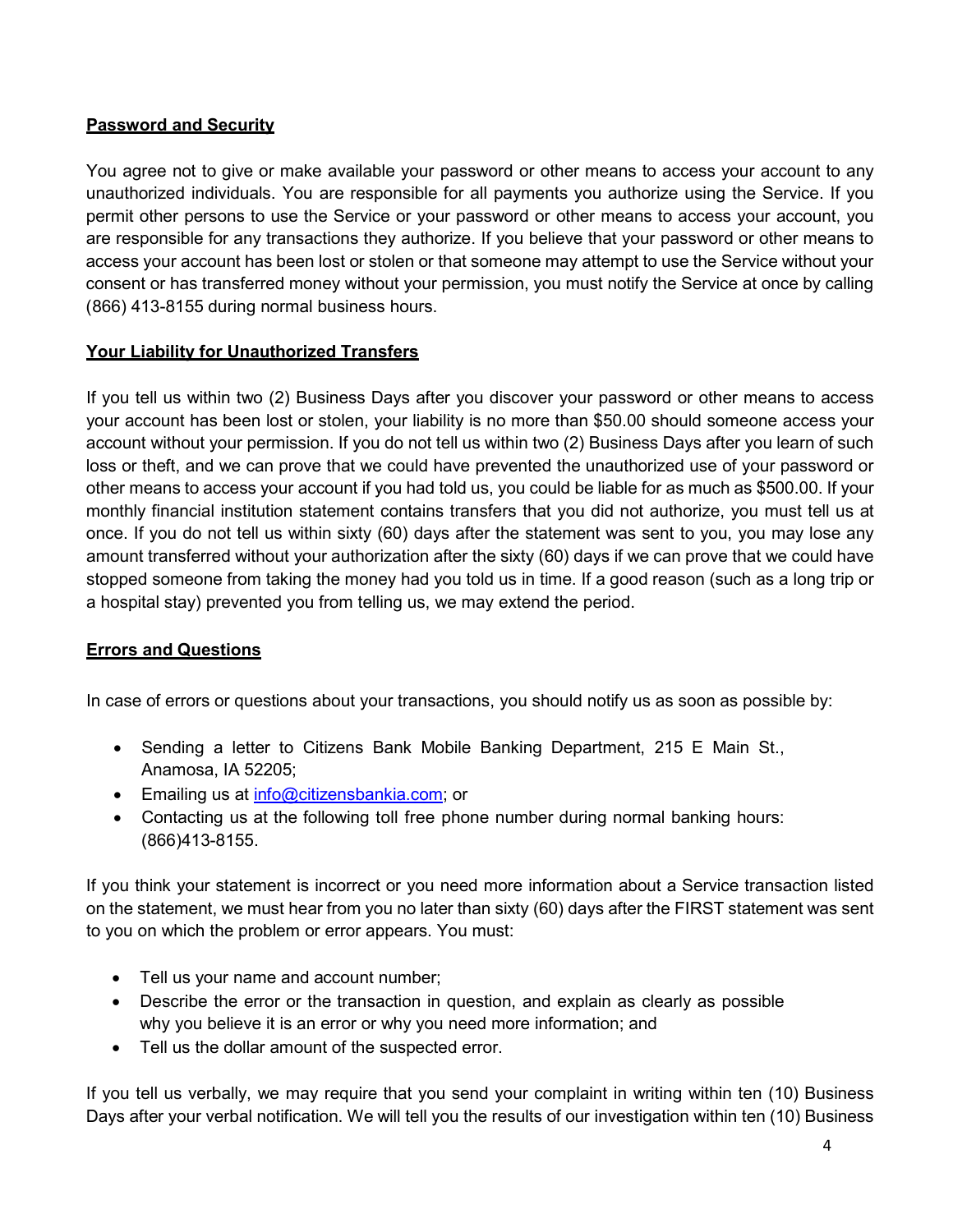## Password and Security

You agree not to give or make available your password or other means to access your account to any unauthorized individuals. You are responsible for all payments you authorize using the Service. If you permit other persons to use the Service or your password or other means to access your account, you are responsible for any transactions they authorize. If you believe that your password or other means to access your account has been lost or stolen or that someone may attempt to use the Service without your consent or has transferred money without your permission, you must notify the Service at once by calling (866) 413-8155 during normal business hours.

## Your Liability for Unauthorized Transfers

If you tell us within two (2) Business Days after you discover your password or other means to access your account has been lost or stolen, your liability is no more than $50.00 should someone access your account without your permission. If you do not tell us within two (2) Business Days after you learn of such loss or theft, and we can prove that we could have prevented the unauthorized use of your password or other means to access your account if you had told us, you could be liable for as much as $500.00. If your monthly financial institution statement contains transfers that you did not authorize, you must tell us at once. If you do not tell us within sixty (60) days after the statement was sent to you, you may lose any amount transferred without your authorization after the sixty (60) days if we can prove that we could have stopped someone from taking the money had you told us in time. If a good reason (such as a long trip or a hospital stay) prevented you from telling us, we may extend the period.

## Errors and Questions

In case of errors or questions about your transactions, you should notify us as soon as possible by:

- Sending a letter to Citizens Bank Mobile Banking Department, 215 E Main St., Anamosa, IA 52205;
- Emailing us at info@citizensbankia.com; or
- Contacting us at the following toll free phone number during normal banking hours: (866)413-8155.

If you think your statement is incorrect or you need more information about a Service transaction listed on the statement, we must hear from you no later than sixty (60) days after the FIRST statement was sent to you on which the problem or error appears. You must:

- Tell us your name and account number;
- Describe the error or the transaction in question, and explain as clearly as possible why you believe it is an error or why you need more information; and
- Tell us the dollar amount of the suspected error.

If you tell us verbally, we may require that you send your complaint in writing within ten (10) Business Days after your verbal notification. We will tell you the results of our investigation within ten (10) Business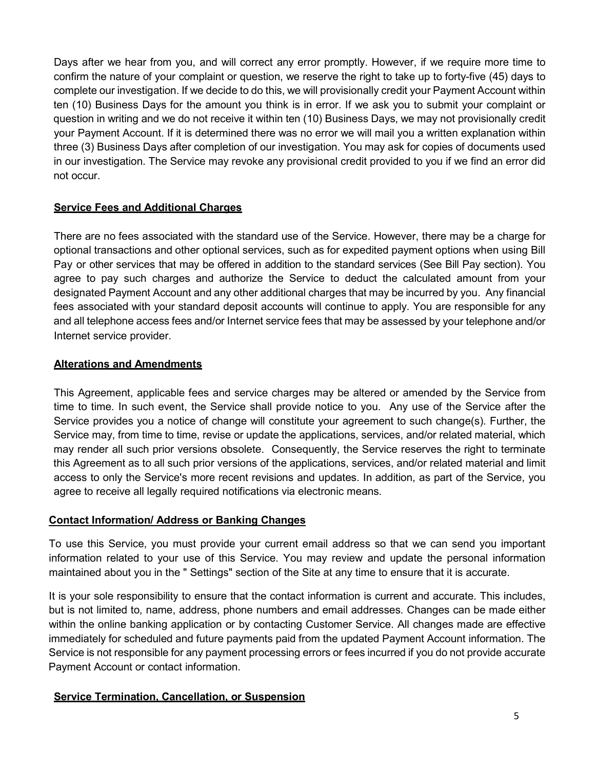Days after we hear from you, and will correct any error promptly. However, if we require more time to confirm the nature of your complaint or question, we reserve the right to take up to forty-five (45) days to complete our investigation. If we decide to do this, we will provisionally credit your Payment Account within ten (10) Business Days for the amount you think is in error. If we ask you to submit your complaint or question in writing and we do not receive it within ten (10) Business Days, we may not provisionally credit your Payment Account. If it is determined there was no error we will mail you a written explanation within three (3) Business Days after completion of our investigation. You may ask for copies of documents used in our investigation. The Service may revoke any provisional credit provided to you if we find an error did not occur.

## **Service Fees and Additional Charges**

There are no fees associated with the standard use of the Service. However, there may be a charge for optional transactions and other optional services, such as for expedited payment options when using Bill Pay or other services that may be offered in addition to the standard services (See Bill Pay section). You agree to pay such charges and authorize the Service to deduct the calculated amount from your designated Payment Account and any other additional charges that may be incurred by you. Any financial fees associated with your standard deposit accounts will continue to apply. You are responsible for any and all telephone access fees and/or Internet service fees that may be assessed by your telephone and/or Internet service provider.

## **Alterations and Amendments**

This Agreement, applicable fees and service charges may be altered or amended by the Service from time to time. In such event, the Service shall provide notice to you. Any use of the Service after the Service provides you a notice of change will constitute your agreement to such change(s). Further, the Service may, from time to time, revise or update the applications, services, and/or related material, which may render all such prior versions obsolete. Consequently, the Service reserves the right to terminate this Agreement as to all such prior versions of the applications, services, and/or related material and limit access to only the Service's more recent revisions and updates. In addition, as part of the Service, you agree to receive all legally required notifications via electronic means.

## **Contact Information/ Address or Banking Changes**

To use this Service, you must provide your current email address so that we can send you important information related to your use of this Service. You may review and update the personal information maintained about you in the " Settings" section of the Site at any time to ensure that it is accurate.

It is your sole responsibility to ensure that the contact information is current and accurate. This includes, but is not limited to, name, address, phone numbers and email addresses. Changes can be made either within the online banking application or by contacting Customer Service. All changes made are effective immediately for scheduled and future payments paid from the updated Payment Account information. The Service is not responsible for any payment processing errors or fees incurred if you do not provide accurate Payment Account or contact information.

## **Service Termination, Cancellation, or Suspension**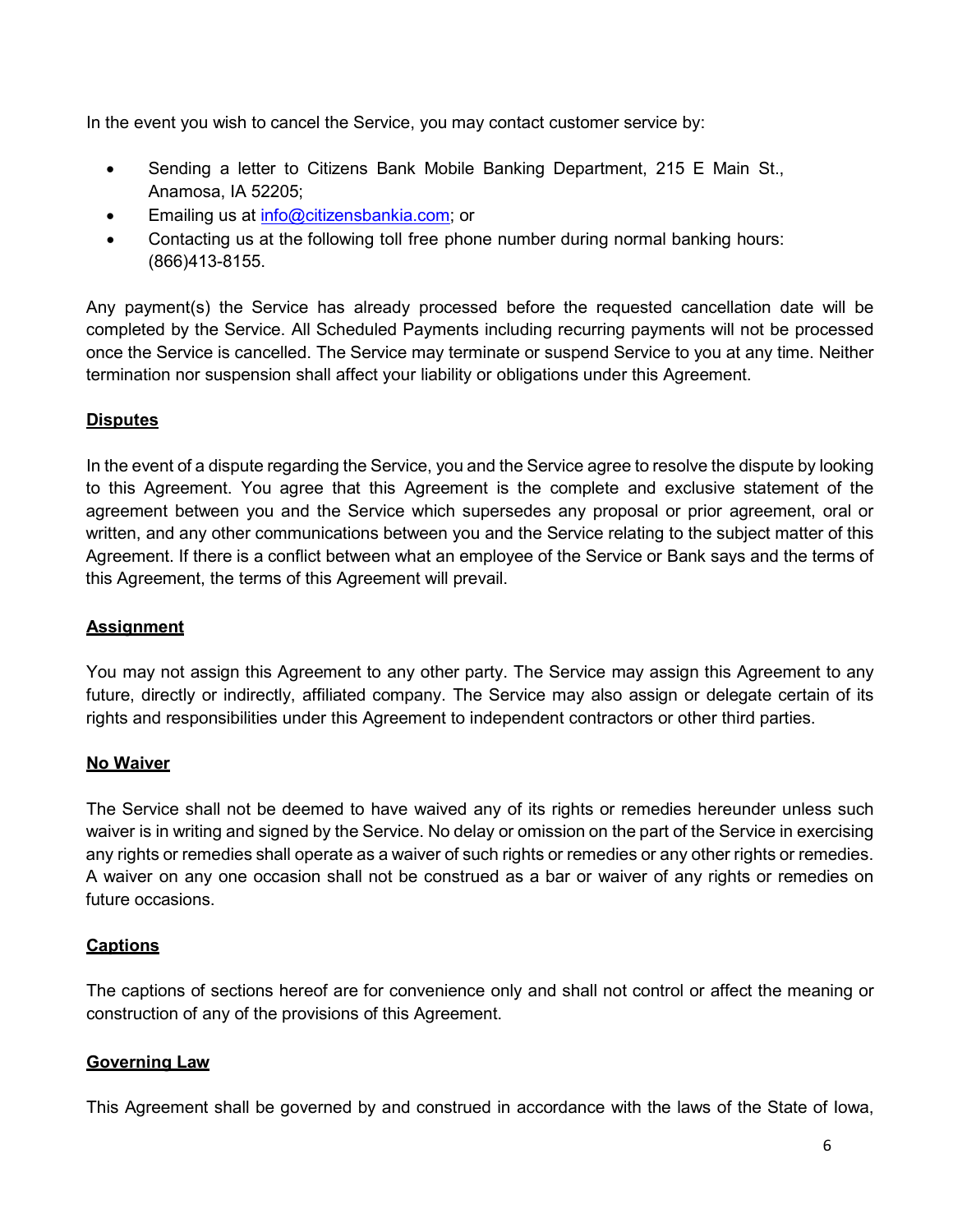In the event you wish to cancel the Service, you may contact customer service by:

- Sending a letter to Citizens Bank Mobile Banking Department, 215 E Main St., Anamosa, IA 52205;
- Emailing us at info@citizensbankia.com; or
- Contacting us at the following toll free phone number during normal banking hours: (866)413-8155.

Any payment(s) the Service has already processed before the requested cancellation date will be completed by the Service. All Scheduled Payments including recurring payments will not be processed once the Service is cancelled. The Service may terminate or suspend Service to you at any time. Neither termination nor suspension shall affect your liability or obligations under this Agreement.

**Disputes**

In the event of a dispute regarding the Service, you and the Service agree to resolve the dispute by looking to this Agreement. You agree that this Agreement is the complete and exclusive statement of the agreement between you and the Service which supersedes any proposal or prior agreement, oral or written, and any other communications between you and the Service relating to the subject matter of this Agreement. If there is a conflict between what an employee of the Service or Bank says and the terms of this Agreement, the terms of this Agreement will prevail.

**Assignment**

You may not assign this Agreement to any other party. The Service may assign this Agreement to any future, directly or indirectly, affiliated company. The Service may also assign or delegate certain of its rights and responsibilities under this Agreement to independent contractors or other third parties.

**No Waiver**

The Service shall not be deemed to have waived any of its rights or remedies hereunder unless such waiver is in writing and signed by the Service. No delay or omission on the part of the Service in exercising any rights or remedies shall operate as a waiver of such rights or remedies or any other rights or remedies. A waiver on any one occasion shall not be construed as a bar or waiver of any rights or remedies on future occasions.

**Captions**

The captions of sections hereof are for convenience only and shall not control or affect the meaning or construction of any of the provisions of this Agreement.

**Governing Law**

This Agreement shall be governed by and construed in accordance with the laws of the State of Iowa,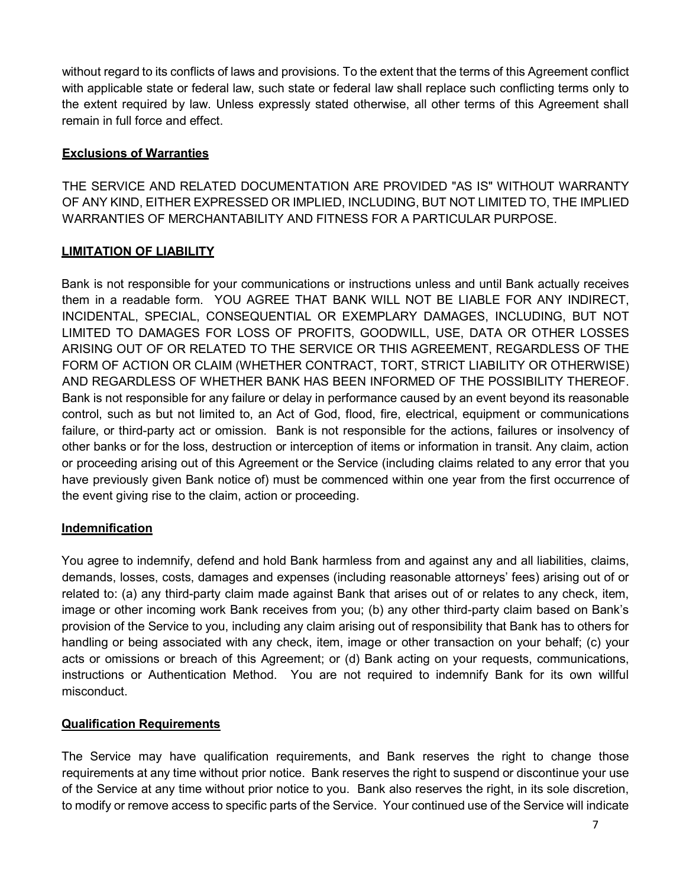without regard to its conflicts of laws and provisions. To the extent that the terms of this Agreement conflict with applicable state or federal law, such state or federal law shall replace such conflicting terms only to the extent required by law. Unless expressly stated otherwise, all other terms of this Agreement shall remain in full force and effect.

## Exclusions of Warranties

THE SERVICE AND RELATED DOCUMENTATION ARE PROVIDED "AS IS" WITHOUT WARRANTY OF ANY KIND, EITHER EXPRESSED OR IMPLIED, INCLUDING, BUT NOT LIMITED TO, THE IMPLIED WARRANTIES OF MERCHANTABILITY AND FITNESS FOR A PARTICULAR PURPOSE.

## LIMITATION OF LIABILITY

Bank is not responsible for your communications or instructions unless and until Bank actually receives them in a readable form. YOU AGREE THAT BANK WILL NOT BE LIABLE FOR ANY INDIRECT, INCIDENTAL, SPECIAL, CONSEQUENTIAL OR EXEMPLARY DAMAGES, INCLUDING, BUT NOT LIMITED TO DAMAGES FOR LOSS OF PROFITS, GOODWILL, USE, DATA OR OTHER LOSSES ARISING OUT OF OR RELATED TO THE SERVICE OR THIS AGREEMENT, REGARDLESS OF THE FORM OF ACTION OR CLAIM (WHETHER CONTRACT, TORT, STRICT LIABILITY OR OTHERWISE) AND REGARDLESS OF WHETHER BANK HAS BEEN INFORMED OF THE POSSIBILITY THEREOF. Bank is not responsible for any failure or delay in performance caused by an event beyond its reasonable control, such as but not limited to, an Act of God, flood, fire, electrical, equipment or communications failure, or third-party act or omission. Bank is not responsible for the actions, failures or insolvency of other banks or for the loss, destruction or interception of items or information in transit. Any claim, action or proceeding arising out of this Agreement or the Service (including claims related to any error that you have previously given Bank notice of) must be commenced within one year from the first occurrence of the event giving rise to the claim, action or proceeding.

## Indemnification

You agree to indemnify, defend and hold Bank harmless from and against any and all liabilities, claims, demands, losses, costs, damages and expenses (including reasonable attorneys' fees) arising out of or related to: (a) any third-party claim made against Bank that arises out of or relates to any check, item, image or other incoming work Bank receives from you; (b) any other third-party claim based on Bank's provision of the Service to you, including any claim arising out of responsibility that Bank has to others for handling or being associated with any check, item, image or other transaction on your behalf; (c) your acts or omissions or breach of this Agreement; or (d) Bank acting on your requests, communications, instructions or Authentication Method. You are not required to indemnify Bank for its own willful misconduct.

## Qualification Requirements

The Service may have qualification requirements, and Bank reserves the right to change those requirements at any time without prior notice. Bank reserves the right to suspend or discontinue your use of the Service at any time without prior notice to you. Bank also reserves the right, in its sole discretion, to modify or remove access to specific parts of the Service. Your continued use of the Service will indicate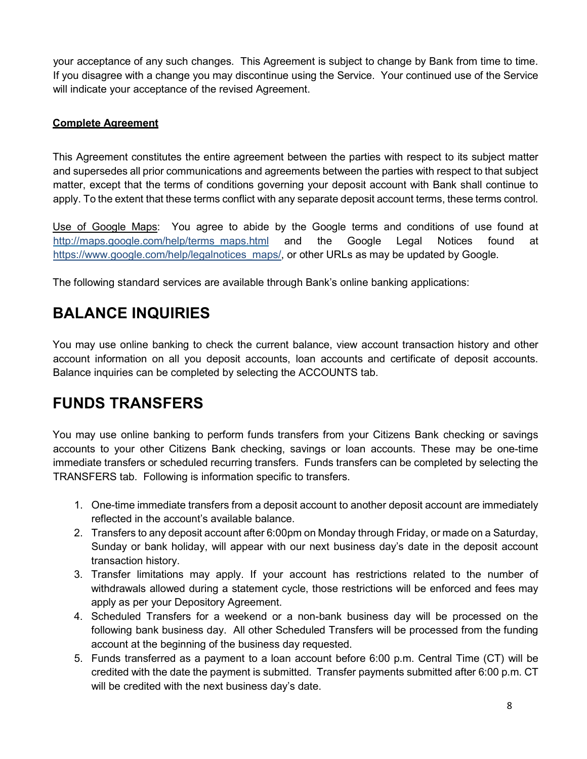your acceptance of any such changes. This Agreement is subject to change by Bank from time to time. If you disagree with a change you may discontinue using the Service. Your continued use of the Service will indicate your acceptance of the revised Agreement.

**Complete Agreement**

This Agreement constitutes the entire agreement between the parties with respect to its subject matter and supersedes all prior communications and agreements between the parties with respect to that subject matter, except that the terms of conditions governing your deposit account with Bank shall continue to apply. To the extent that these terms conflict with any separate deposit account terms, these terms control.

Use of Google Maps: You agree to abide by the Google terms and conditions of use found at http://maps.google.com/help/terms_maps.html and the Google Legal Notices found at https://www.google.com/help/legalnotices_maps/, or other URLs as may be updated by Google.

The following standard services are available through Bank's online banking applications:

# BALANCE INQUIRIES

You may use online banking to check the current balance, view account transaction history and other account information on all you deposit accounts, loan accounts and certificate of deposit accounts. Balance inquiries can be completed by selecting the ACCOUNTS tab.

# FUNDS TRANSFERS

You may use online banking to perform funds transfers from your Citizens Bank checking or savings accounts to your other Citizens Bank checking, savings or loan accounts. These may be one-time immediate transfers or scheduled recurring transfers. Funds transfers can be completed by selecting the TRANSFERS tab. Following is information specific to transfers.

1. One-time immediate transfers from a deposit account to another deposit account are immediately reflected in the account's available balance.
2. Transfers to any deposit account after 6:00pm on Monday through Friday, or made on a Saturday, Sunday or bank holiday, will appear with our next business day's date in the deposit account transaction history.
3. Transfer limitations may apply. If your account has restrictions related to the number of withdrawals allowed during a statement cycle, those restrictions will be enforced and fees may apply as per your Depository Agreement.
4. Scheduled Transfers for a weekend or a non-bank business day will be processed on the following bank business day. All other Scheduled Transfers will be processed from the funding account at the beginning of the business day requested.
5. Funds transferred as a payment to a loan account before 6:00 p.m. Central Time (CT) will be credited with the date the payment is submitted. Transfer payments submitted after 6:00 p.m. CT will be credited with the next business day's date.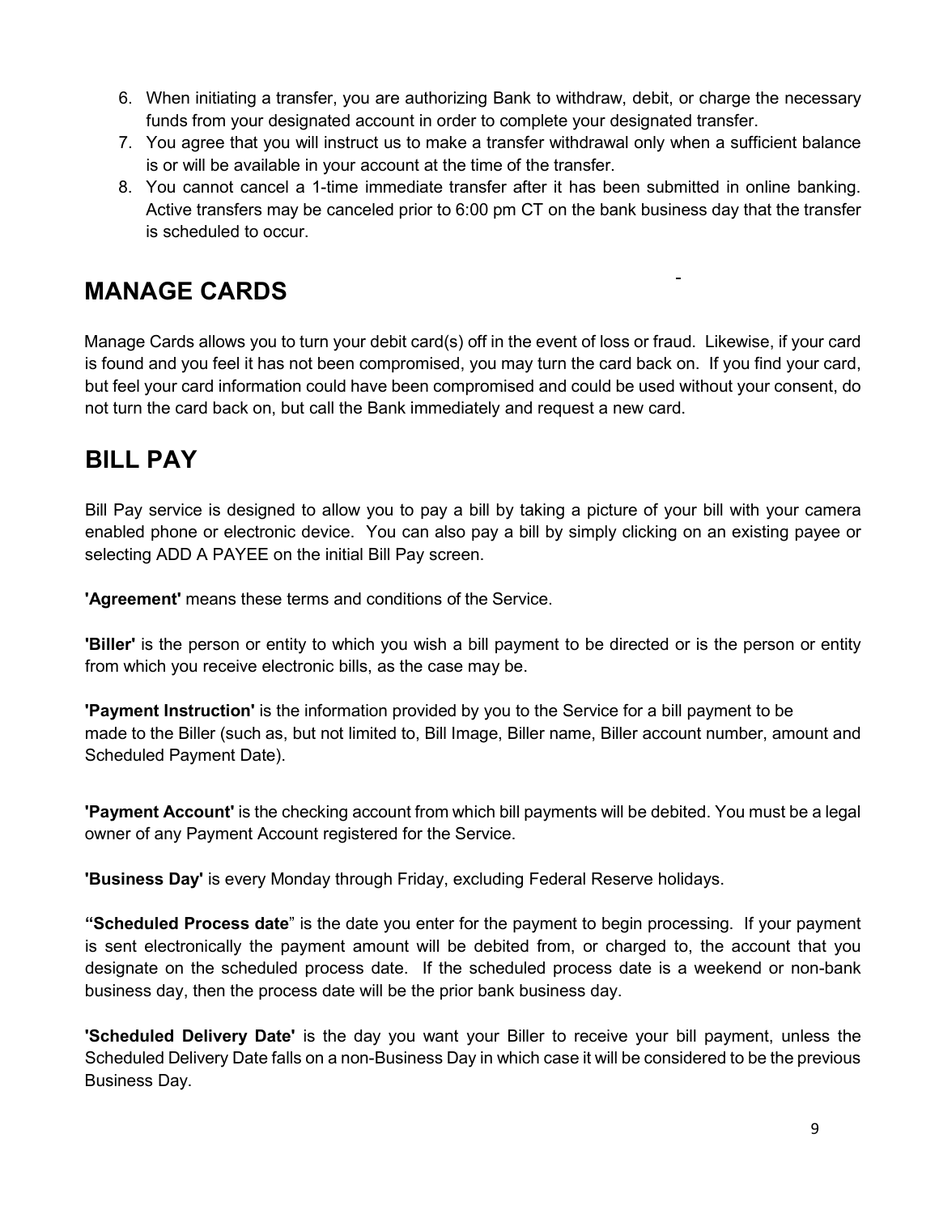6. When initiating a transfer, you are authorizing Bank to withdraw, debit, or charge the necessary funds from your designated account in order to complete your designated transfer.
7. You agree that you will instruct us to make a transfer withdrawal only when a sufficient balance is or will be available in your account at the time of the transfer.
8. You cannot cancel a 1-time immediate transfer after it has been submitted in online banking. Active transfers may be canceled prior to 6:00 pm CT on the bank business day that the transfer is scheduled to occur.

## MANAGE CARDS

Manage Cards allows you to turn your debit card(s) off in the event of loss or fraud. Likewise, if your card is found and you feel it has not been compromised, you may turn the card back on. If you find your card, but feel your card information could have been compromised and could be used without your consent, do not turn the card back on, but call the Bank immediately and request a new card.

## BILL PAY

Bill Pay service is designed to allow you to pay a bill by taking a picture of your bill with your camera enabled phone or electronic device. You can also pay a bill by simply clicking on an existing payee or selecting ADD A PAYEE on the initial Bill Pay screen.

**'Agreement'** means these terms and conditions of the Service.

**'Biller'** is the person or entity to which you wish a bill payment to be directed or is the person or entity from which you receive electronic bills, as the case may be.

**'Payment Instruction'** is the information provided by you to the Service for a bill payment to be made to the Biller (such as, but not limited to, Bill Image, Biller name, Biller account number, amount and Scheduled Payment Date).

**'Payment Account'** is the checking account from which bill payments will be debited. You must be a legal owner of any Payment Account registered for the Service.

**'Business Day'** is every Monday through Friday, excluding Federal Reserve holidays.

**"Scheduled Process date**" is the date you enter for the payment to begin processing. If your payment is sent electronically the payment amount will be debited from, or charged to, the account that you designate on the scheduled process date. If the scheduled process date is a weekend or non-bank business day, then the process date will be the prior bank business day.

**'Scheduled Delivery Date'** is the day you want your Biller to receive your bill payment, unless the Scheduled Delivery Date falls on a non-Business Day in which case it will be considered to be the previous Business Day.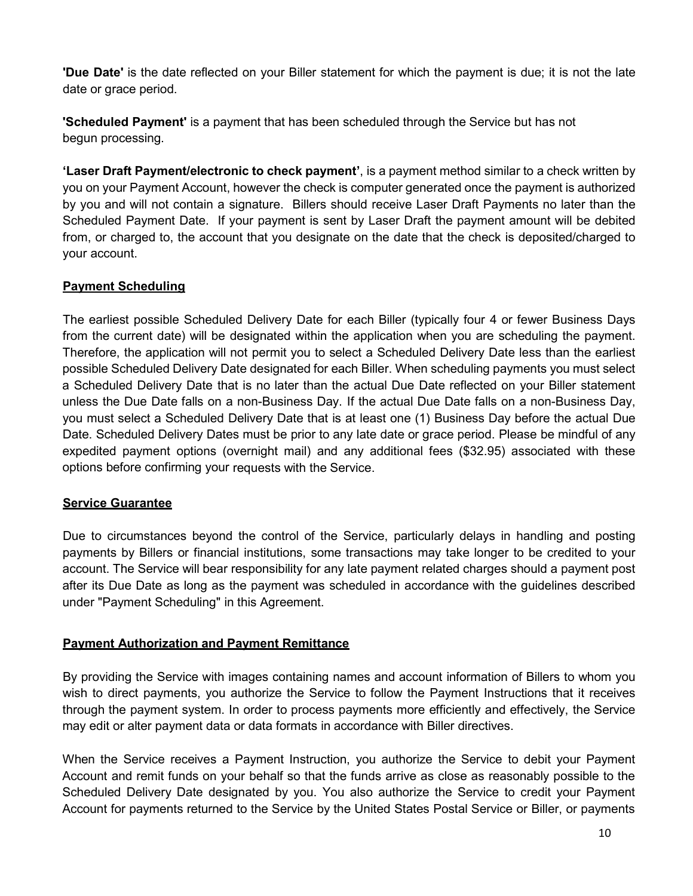**'Due Date'** is the date reflected on your Biller statement for which the payment is due; it is not the late date or grace period.

**'Scheduled Payment'** is a payment that has been scheduled through the Service but has not begun processing.

**'Laser Draft Payment/electronic to check payment'**, is a payment method similar to a check written by you on your Payment Account, however the check is computer generated once the payment is authorized by you and will not contain a signature. Billers should receive Laser Draft Payments no later than the Scheduled Payment Date. If your payment is sent by Laser Draft the payment amount will be debited from, or charged to, the account that you designate on the date that the check is deposited/charged to your account.

## Payment Scheduling

The earliest possible Scheduled Delivery Date for each Biller (typically four 4 or fewer Business Days from the current date) will be designated within the application when you are scheduling the payment. Therefore, the application will not permit you to select a Scheduled Delivery Date less than the earliest possible Scheduled Delivery Date designated for each Biller. When scheduling payments you must select a Scheduled Delivery Date that is no later than the actual Due Date reflected on your Biller statement unless the Due Date falls on a non-Business Day. If the actual Due Date falls on a non-Business Day, you must select a Scheduled Delivery Date that is at least one (1) Business Day before the actual Due Date. Scheduled Delivery Dates must be prior to any late date or grace period. Please be mindful of any expedited payment options (overnight mail) and any additional fees ($32.95) associated with these options before confirming your requests with the Service.

## Service Guarantee

Due to circumstances beyond the control of the Service, particularly delays in handling and posting payments by Billers or financial institutions, some transactions may take longer to be credited to your account. The Service will bear responsibility for any late payment related charges should a payment post after its Due Date as long as the payment was scheduled in accordance with the guidelines described under "Payment Scheduling" in this Agreement.

## Payment Authorization and Payment Remittance

By providing the Service with images containing names and account information of Billers to whom you wish to direct payments, you authorize the Service to follow the Payment Instructions that it receives through the payment system. In order to process payments more efficiently and effectively, the Service may edit or alter payment data or data formats in accordance with Biller directives.

When the Service receives a Payment Instruction, you authorize the Service to debit your Payment Account and remit funds on your behalf so that the funds arrive as close as reasonably possible to the Scheduled Delivery Date designated by you. You also authorize the Service to credit your Payment Account for payments returned to the Service by the United States Postal Service or Biller, or payments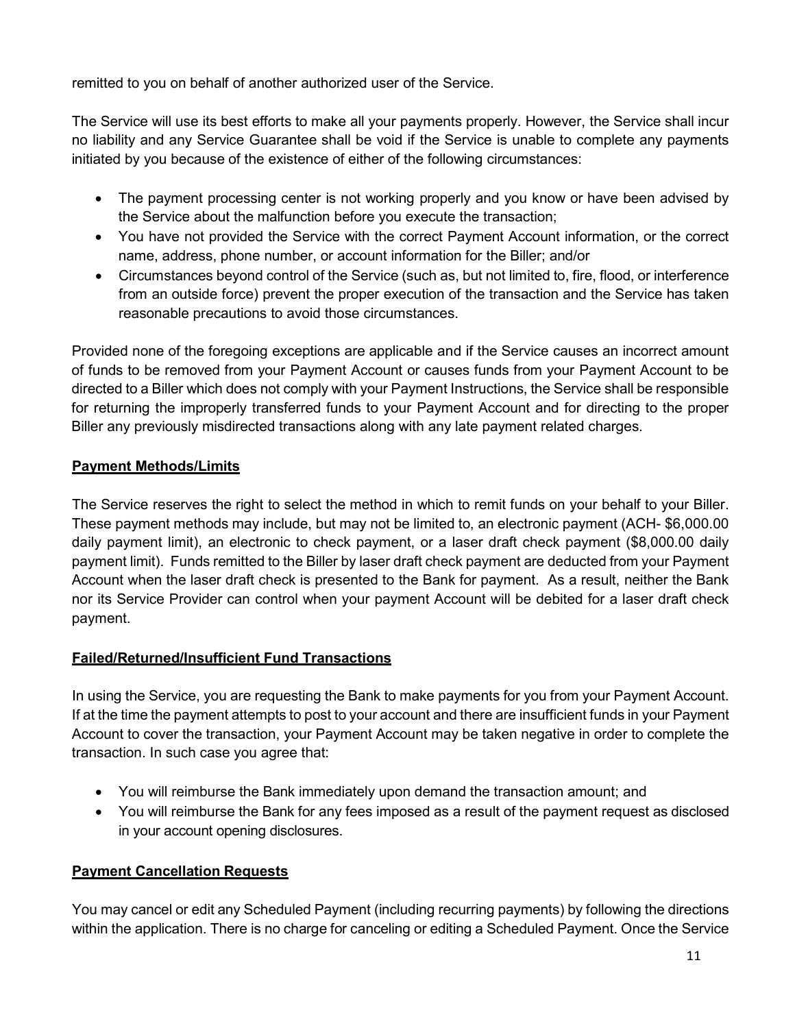remitted to you on behalf of another authorized user of the Service.

The Service will use its best efforts to make all your payments properly. However, the Service shall incur no liability and any Service Guarantee shall be void if the Service is unable to complete any payments initiated by you because of the existence of either of the following circumstances:

- The payment processing center is not working properly and you know or have been advised by the Service about the malfunction before you execute the transaction;
- You have not provided the Service with the correct Payment Account information, or the correct name, address, phone number, or account information for the Biller; and/or
- Circumstances beyond control of the Service (such as, but not limited to, fire, flood, or interference from an outside force) prevent the proper execution of the transaction and the Service has taken reasonable precautions to avoid those circumstances.

Provided none of the foregoing exceptions are applicable and if the Service causes an incorrect amount of funds to be removed from your Payment Account or causes funds from your Payment Account to be directed to a Biller which does not comply with your Payment Instructions, the Service shall be responsible for returning the improperly transferred funds to your Payment Account and for directing to the proper Biller any previously misdirected transactions along with any late payment related charges.

**Payment Methods/Limits**

The Service reserves the right to select the method in which to remit funds on your behalf to your Biller. These payment methods may include, but may not be limited to, an electronic payment (ACH- $6,000.00 daily payment limit), an electronic to check payment, or a laser draft check payment ($8,000.00 daily payment limit). Funds remitted to the Biller by laser draft check payment are deducted from your Payment Account when the laser draft check is presented to the Bank for payment. As a result, neither the Bank nor its Service Provider can control when your payment Account will be debited for a laser draft check payment.

**Failed/Returned/Insufficient Fund Transactions**

In using the Service, you are requesting the Bank to make payments for you from your Payment Account. If at the time the payment attempts to post to your account and there are insufficient funds in your Payment Account to cover the transaction, your Payment Account may be taken negative in order to complete the transaction. In such case you agree that:

- You will reimburse the Bank immediately upon demand the transaction amount; and
- You will reimburse the Bank for any fees imposed as a result of the payment request as disclosed in your account opening disclosures.

**Payment Cancellation Requests**

You may cancel or edit any Scheduled Payment (including recurring payments) by following the directions within the application. There is no charge for canceling or editing a Scheduled Payment. Once the Service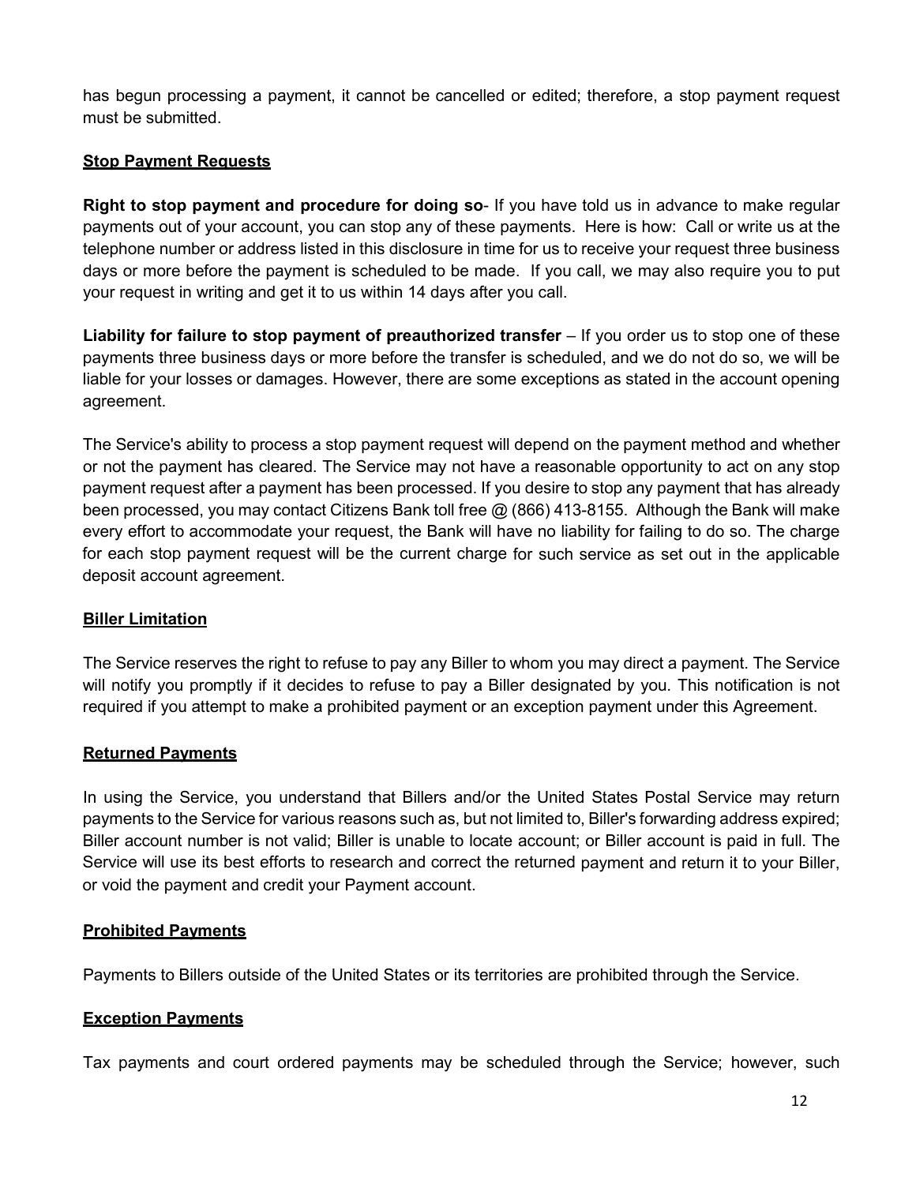has begun processing a payment, it cannot be cancelled or edited; therefore, a stop payment request must be submitted.

## Stop Payment Requests

**Right to stop payment and procedure for doing so**- If you have told us in advance to make regular payments out of your account, you can stop any of these payments. Here is how: Call or write us at the telephone number or address listed in this disclosure in time for us to receive your request three business days or more before the payment is scheduled to be made. If you call, we may also require you to put your request in writing and get it to us within 14 days after you call.

**Liability for failure to stop payment of preauthorized transfer** – If you order us to stop one of these payments three business days or more before the transfer is scheduled, and we do not do so, we will be liable for your losses or damages. However, there are some exceptions as stated in the account opening agreement.

The Service's ability to process a stop payment request will depend on the payment method and whether or not the payment has cleared. The Service may not have a reasonable opportunity to act on any stop payment request after a payment has been processed. If you desire to stop any payment that has already been processed, you may contact Citizens Bank toll free @ (866) 413-8155. Although the Bank will make every effort to accommodate your request, the Bank will have no liability for failing to do so. The charge for each stop payment request will be the current charge for such service as set out in the applicable deposit account agreement.

## Biller Limitation

The Service reserves the right to refuse to pay any Biller to whom you may direct a payment. The Service will notify you promptly if it decides to refuse to pay a Biller designated by you. This notification is not required if you attempt to make a prohibited payment or an exception payment under this Agreement.

## Returned Payments

In using the Service, you understand that Billers and/or the United States Postal Service may return payments to the Service for various reasons such as, but not limited to, Biller's forwarding address expired; Biller account number is not valid; Biller is unable to locate account; or Biller account is paid in full. The Service will use its best efforts to research and correct the returned payment and return it to your Biller, or void the payment and credit your Payment account.

## Prohibited Payments

Payments to Billers outside of the United States or its territories are prohibited through the Service.

## Exception Payments

Tax payments and court ordered payments may be scheduled through the Service; however, such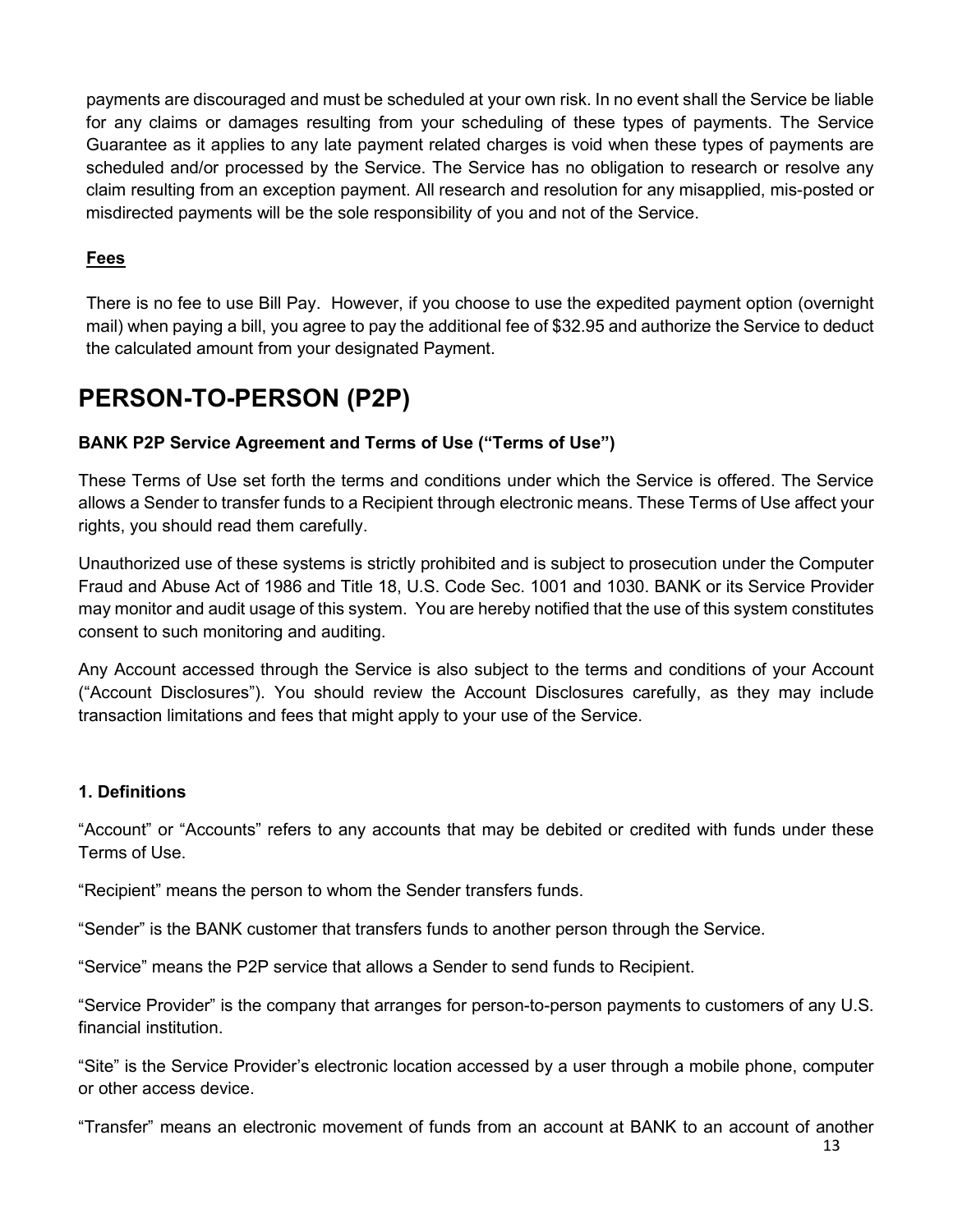payments are discouraged and must be scheduled at your own risk. In no event shall the Service be liable for any claims or damages resulting from your scheduling of these types of payments. The Service Guarantee as it applies to any late payment related charges is void when these types of payments are scheduled and/or processed by the Service. The Service has no obligation to research or resolve any claim resulting from an exception payment. All research and resolution for any misapplied, mis-posted or misdirected payments will be the sole responsibility of you and not of the Service.

**Fees**

There is no fee to use Bill Pay. However, if you choose to use the expedited payment option (overnight mail) when paying a bill, you agree to pay the additional fee of $32.95 and authorize the Service to deduct the calculated amount from your designated Payment.

# PERSON-TO-PERSON (P2P)

**BANK P2P Service Agreement and Terms of Use ("Terms of Use")**

These Terms of Use set forth the terms and conditions under which the Service is offered. The Service allows a Sender to transfer funds to a Recipient through electronic means. These Terms of Use affect your rights, you should read them carefully.

Unauthorized use of these systems is strictly prohibited and is subject to prosecution under the Computer Fraud and Abuse Act of 1986 and Title 18, U.S. Code Sec. 1001 and 1030. BANK or its Service Provider may monitor and audit usage of this system. You are hereby notified that the use of this system constitutes consent to such monitoring and auditing.

Any Account accessed through the Service is also subject to the terms and conditions of your Account ("Account Disclosures"). You should review the Account Disclosures carefully, as they may include transaction limitations and fees that might apply to your use of the Service.

**1. Definitions**

"Account" or "Accounts" refers to any accounts that may be debited or credited with funds under these Terms of Use.

"Recipient" means the person to whom the Sender transfers funds.

"Sender" is the BANK customer that transfers funds to another person through the Service.

"Service" means the P2P service that allows a Sender to send funds to Recipient.

"Service Provider" is the company that arranges for person-to-person payments to customers of any U.S. financial institution.

"Site" is the Service Provider's electronic location accessed by a user through a mobile phone, computer or other access device.

"Transfer" means an electronic movement of funds from an account at BANK to an account of another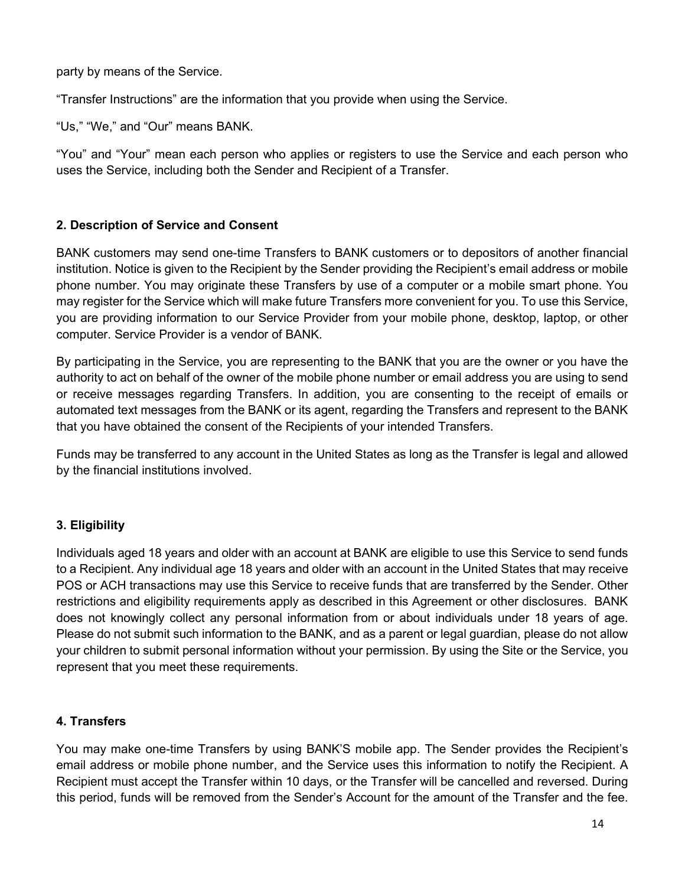party by means of the Service.

“Transfer Instructions” are the information that you provide when using the Service.

“Us,” “We,” and “Our” means BANK.

“You” and “Your” mean each person who applies or registers to use the Service and each person who uses the Service, including both the Sender and Recipient of a Transfer.

### 2. Description of Service and Consent

BANK customers may send one-time Transfers to BANK customers or to depositors of another financial institution. Notice is given to the Recipient by the Sender providing the Recipient’s email address or mobile phone number. You may originate these Transfers by use of a computer or a mobile smart phone. You may register for the Service which will make future Transfers more convenient for you. To use this Service, you are providing information to our Service Provider from your mobile phone, desktop, laptop, or other computer. Service Provider is a vendor of BANK.

By participating in the Service, you are representing to the BANK that you are the owner or you have the authority to act on behalf of the owner of the mobile phone number or email address you are using to send or receive messages regarding Transfers. In addition, you are consenting to the receipt of emails or automated text messages from the BANK or its agent, regarding the Transfers and represent to the BANK that you have obtained the consent of the Recipients of your intended Transfers.

Funds may be transferred to any account in the United States as long as the Transfer is legal and allowed by the financial institutions involved.

### 3. Eligibility

Individuals aged 18 years and older with an account at BANK are eligible to use this Service to send funds to a Recipient. Any individual age 18 years and older with an account in the United States that may receive POS or ACH transactions may use this Service to receive funds that are transferred by the Sender. Other restrictions and eligibility requirements apply as described in this Agreement or other disclosures. BANK does not knowingly collect any personal information from or about individuals under 18 years of age. Please do not submit such information to the BANK, and as a parent or legal guardian, please do not allow your children to submit personal information without your permission. By using the Site or the Service, you represent that you meet these requirements.

### 4. Transfers

You may make one-time Transfers by using BANK’S mobile app. The Sender provides the Recipient’s email address or mobile phone number, and the Service uses this information to notify the Recipient. A Recipient must accept the Transfer within 10 days, or the Transfer will be cancelled and reversed. During this period, funds will be removed from the Sender’s Account for the amount of the Transfer and the fee.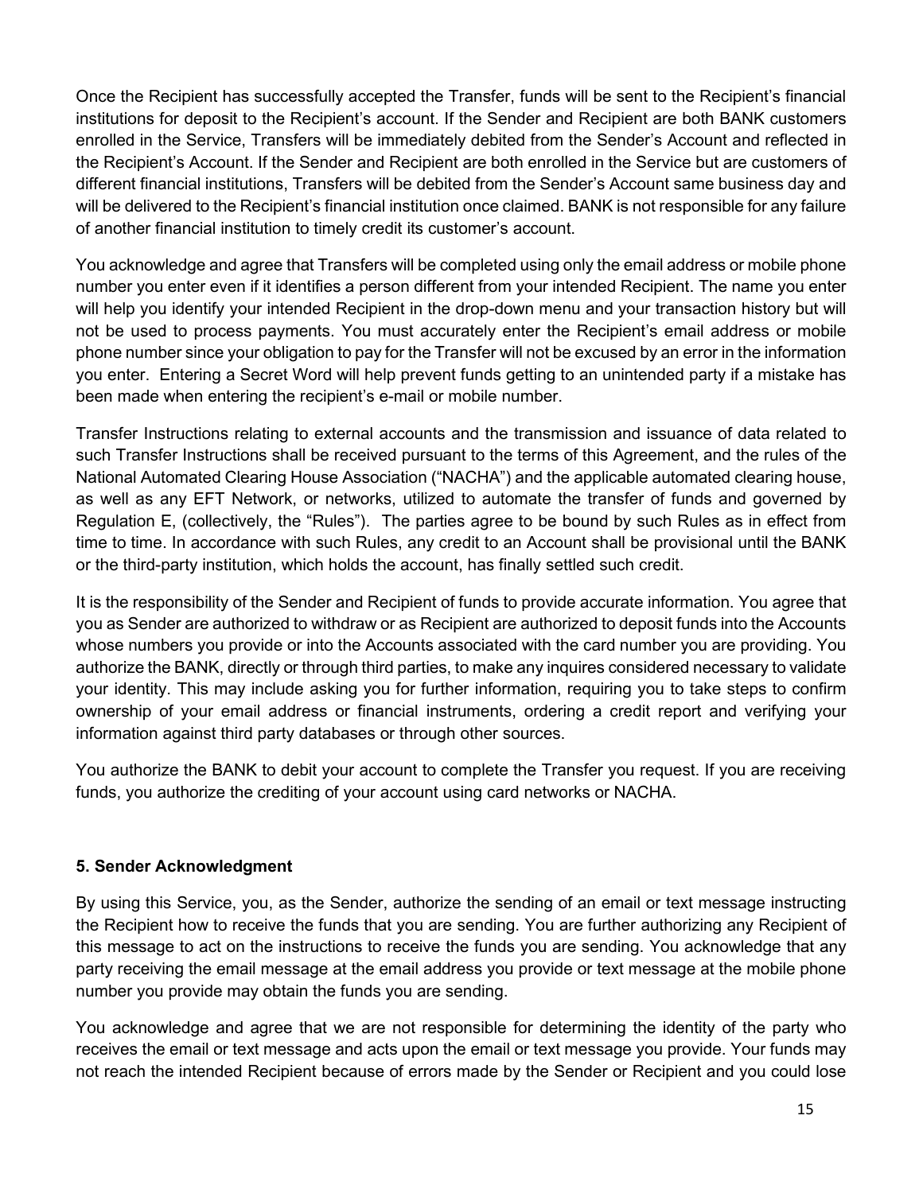Once the Recipient has successfully accepted the Transfer, funds will be sent to the Recipient's financial institutions for deposit to the Recipient's account. If the Sender and Recipient are both BANK customers enrolled in the Service, Transfers will be immediately debited from the Sender's Account and reflected in the Recipient's Account. If the Sender and Recipient are both enrolled in the Service but are customers of different financial institutions, Transfers will be debited from the Sender's Account same business day and will be delivered to the Recipient's financial institution once claimed. BANK is not responsible for any failure of another financial institution to timely credit its customer's account.

You acknowledge and agree that Transfers will be completed using only the email address or mobile phone number you enter even if it identifies a person different from your intended Recipient. The name you enter will help you identify your intended Recipient in the drop-down menu and your transaction history but will not be used to process payments. You must accurately enter the Recipient's email address or mobile phone number since your obligation to pay for the Transfer will not be excused by an error in the information you enter. Entering a Secret Word will help prevent funds getting to an unintended party if a mistake has been made when entering the recipient's e-mail or mobile number.

Transfer Instructions relating to external accounts and the transmission and issuance of data related to such Transfer Instructions shall be received pursuant to the terms of this Agreement, and the rules of the National Automated Clearing House Association ("NACHA") and the applicable automated clearing house, as well as any EFT Network, or networks, utilized to automate the transfer of funds and governed by Regulation E, (collectively, the "Rules"). The parties agree to be bound by such Rules as in effect from time to time. In accordance with such Rules, any credit to an Account shall be provisional until the BANK or the third-party institution, which holds the account, has finally settled such credit.

It is the responsibility of the Sender and Recipient of funds to provide accurate information. You agree that you as Sender are authorized to withdraw or as Recipient are authorized to deposit funds into the Accounts whose numbers you provide or into the Accounts associated with the card number you are providing. You authorize the BANK, directly or through third parties, to make any inquires considered necessary to validate your identity. This may include asking you for further information, requiring you to take steps to confirm ownership of your email address or financial instruments, ordering a credit report and verifying your information against third party databases or through other sources.

You authorize the BANK to debit your account to complete the Transfer you request. If you are receiving funds, you authorize the crediting of your account using card networks or NACHA.

**5. Sender Acknowledgment**

By using this Service, you, as the Sender, authorize the sending of an email or text message instructing the Recipient how to receive the funds that you are sending. You are further authorizing any Recipient of this message to act on the instructions to receive the funds you are sending. You acknowledge that any party receiving the email message at the email address you provide or text message at the mobile phone number you provide may obtain the funds you are sending.

You acknowledge and agree that we are not responsible for determining the identity of the party who receives the email or text message and acts upon the email or text message you provide. Your funds may not reach the intended Recipient because of errors made by the Sender or Recipient and you could lose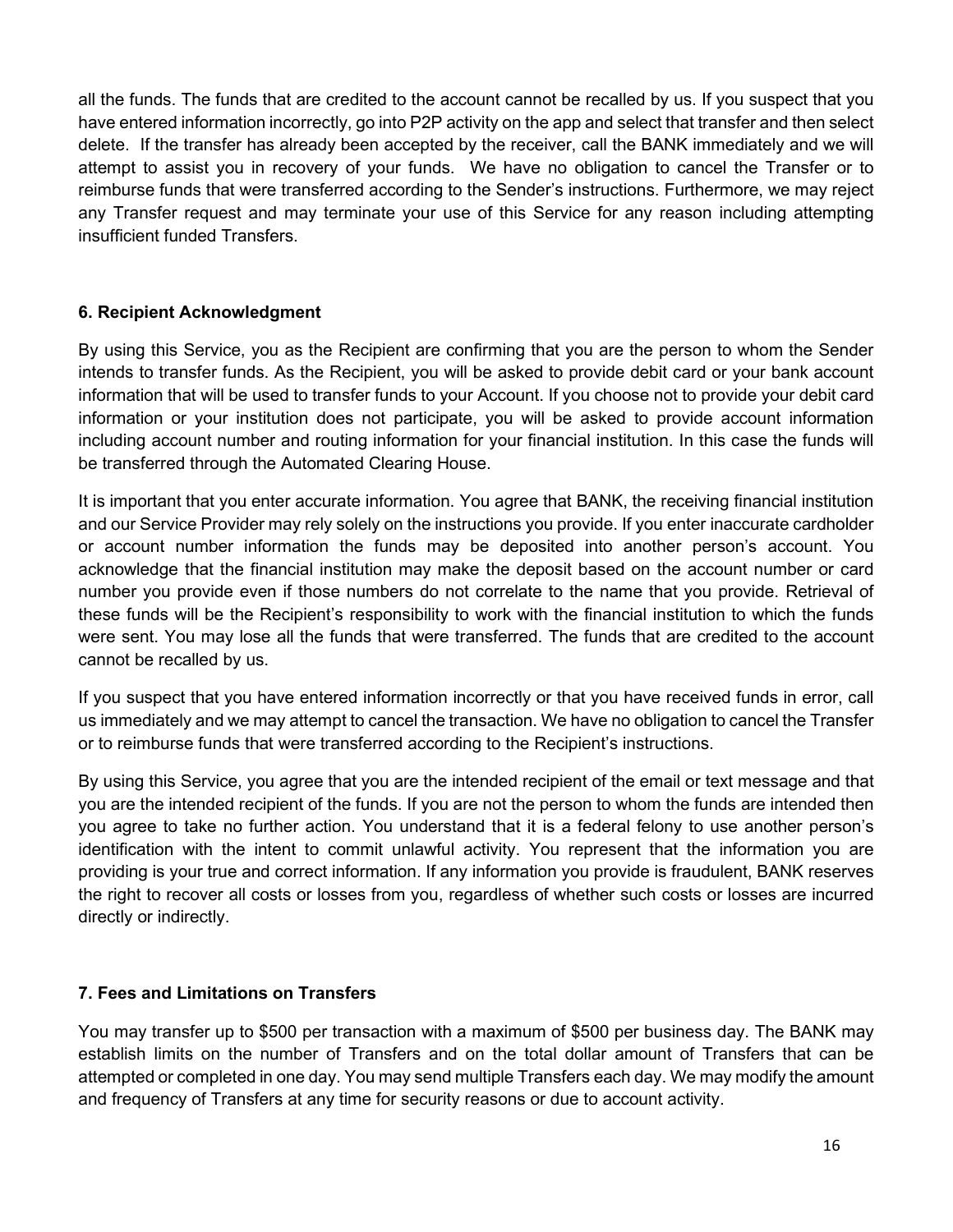all the funds. The funds that are credited to the account cannot be recalled by us. If you suspect that you have entered information incorrectly, go into P2P activity on the app and select that transfer and then select delete. If the transfer has already been accepted by the receiver, call the BANK immediately and we will attempt to assist you in recovery of your funds. We have no obligation to cancel the Transfer or to reimburse funds that were transferred according to the Sender's instructions. Furthermore, we may reject any Transfer request and may terminate your use of this Service for any reason including attempting insufficient funded Transfers.

### 6. Recipient Acknowledgment

By using this Service, you as the Recipient are confirming that you are the person to whom the Sender intends to transfer funds. As the Recipient, you will be asked to provide debit card or your bank account information that will be used to transfer funds to your Account. If you choose not to provide your debit card information or your institution does not participate, you will be asked to provide account information including account number and routing information for your financial institution. In this case the funds will be transferred through the Automated Clearing House.

It is important that you enter accurate information. You agree that BANK, the receiving financial institution and our Service Provider may rely solely on the instructions you provide. If you enter inaccurate cardholder or account number information the funds may be deposited into another person's account. You acknowledge that the financial institution may make the deposit based on the account number or card number you provide even if those numbers do not correlate to the name that you provide. Retrieval of these funds will be the Recipient's responsibility to work with the financial institution to which the funds were sent. You may lose all the funds that were transferred. The funds that are credited to the account cannot be recalled by us.

If you suspect that you have entered information incorrectly or that you have received funds in error, call us immediately and we may attempt to cancel the transaction. We have no obligation to cancel the Transfer or to reimburse funds that were transferred according to the Recipient's instructions.

By using this Service, you agree that you are the intended recipient of the email or text message and that you are the intended recipient of the funds. If you are not the person to whom the funds are intended then you agree to take no further action. You understand that it is a federal felony to use another person's identification with the intent to commit unlawful activity. You represent that the information you are providing is your true and correct information. If any information you provide is fraudulent, BANK reserves the right to recover all costs or losses from you, regardless of whether such costs or losses are incurred directly or indirectly.

### 7. Fees and Limitations on Transfers

You may transfer up to $500 per transaction with a maximum of $500 per business day. The BANK may establish limits on the number of Transfers and on the total dollar amount of Transfers that can be attempted or completed in one day. You may send multiple Transfers each day. We may modify the amount and frequency of Transfers at any time for security reasons or due to account activity.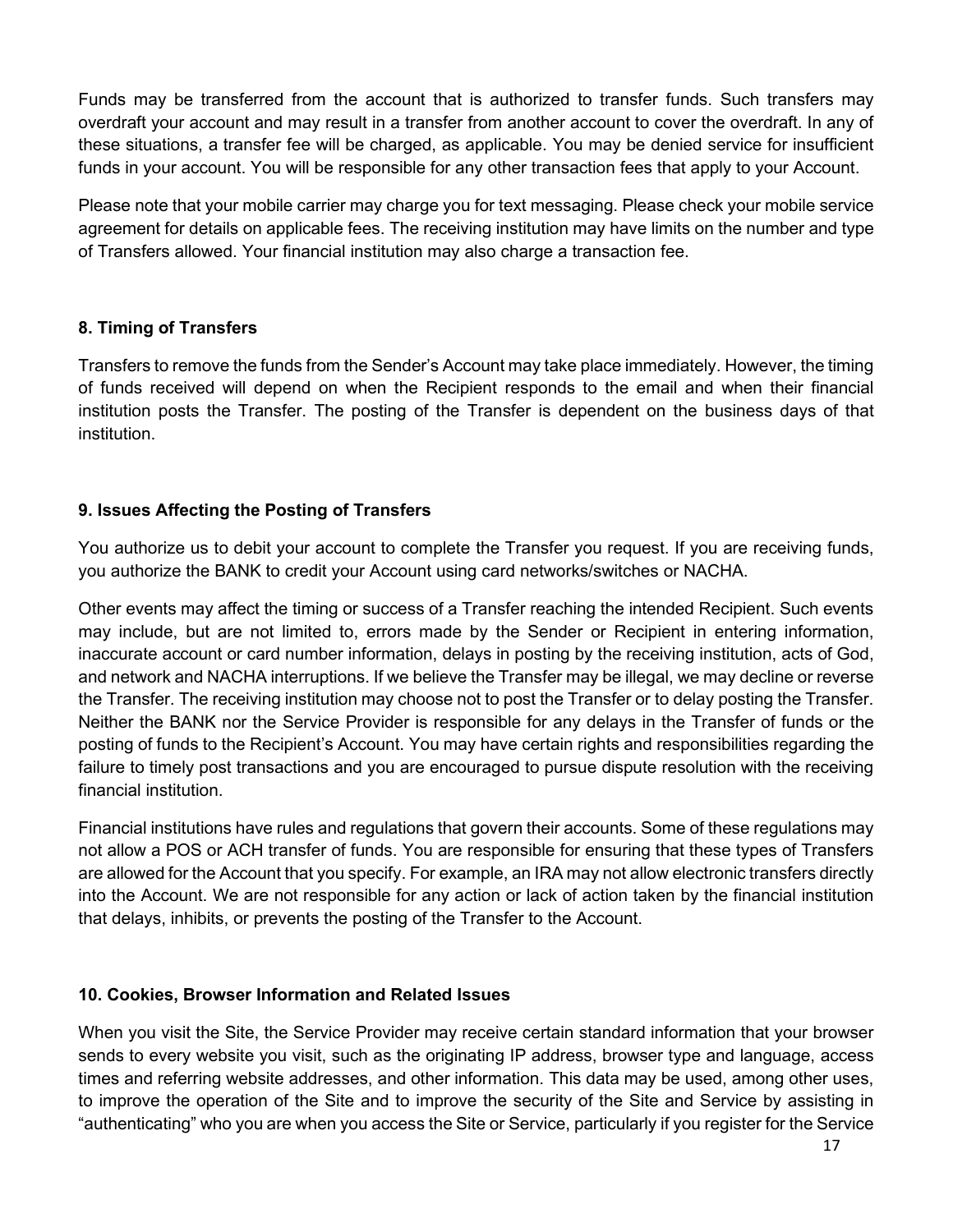Funds may be transferred from the account that is authorized to transfer funds. Such transfers may overdraft your account and may result in a transfer from another account to cover the overdraft. In any of these situations, a transfer fee will be charged, as applicable. You may be denied service for insufficient funds in your account. You will be responsible for any other transaction fees that apply to your Account.

Please note that your mobile carrier may charge you for text messaging. Please check your mobile service agreement for details on applicable fees. The receiving institution may have limits on the number and type of Transfers allowed. Your financial institution may also charge a transaction fee.

**8. Timing of Transfers**

Transfers to remove the funds from the Sender's Account may take place immediately. However, the timing of funds received will depend on when the Recipient responds to the email and when their financial institution posts the Transfer. The posting of the Transfer is dependent on the business days of that institution.

**9. Issues Affecting the Posting of Transfers**

You authorize us to debit your account to complete the Transfer you request. If you are receiving funds, you authorize the BANK to credit your Account using card networks/switches or NACHA.

Other events may affect the timing or success of a Transfer reaching the intended Recipient. Such events may include, but are not limited to, errors made by the Sender or Recipient in entering information, inaccurate account or card number information, delays in posting by the receiving institution, acts of God, and network and NACHA interruptions. If we believe the Transfer may be illegal, we may decline or reverse the Transfer. The receiving institution may choose not to post the Transfer or to delay posting the Transfer. Neither the BANK nor the Service Provider is responsible for any delays in the Transfer of funds or the posting of funds to the Recipient's Account. You may have certain rights and responsibilities regarding the failure to timely post transactions and you are encouraged to pursue dispute resolution with the receiving financial institution.

Financial institutions have rules and regulations that govern their accounts. Some of these regulations may not allow a POS or ACH transfer of funds. You are responsible for ensuring that these types of Transfers are allowed for the Account that you specify. For example, an IRA may not allow electronic transfers directly into the Account. We are not responsible for any action or lack of action taken by the financial institution that delays, inhibits, or prevents the posting of the Transfer to the Account.

**10. Cookies, Browser Information and Related Issues**

When you visit the Site, the Service Provider may receive certain standard information that your browser sends to every website you visit, such as the originating IP address, browser type and language, access times and referring website addresses, and other information. This data may be used, among other uses, to improve the operation of the Site and to improve the security of the Site and Service by assisting in "authenticating" who you are when you access the Site or Service, particularly if you register for the Service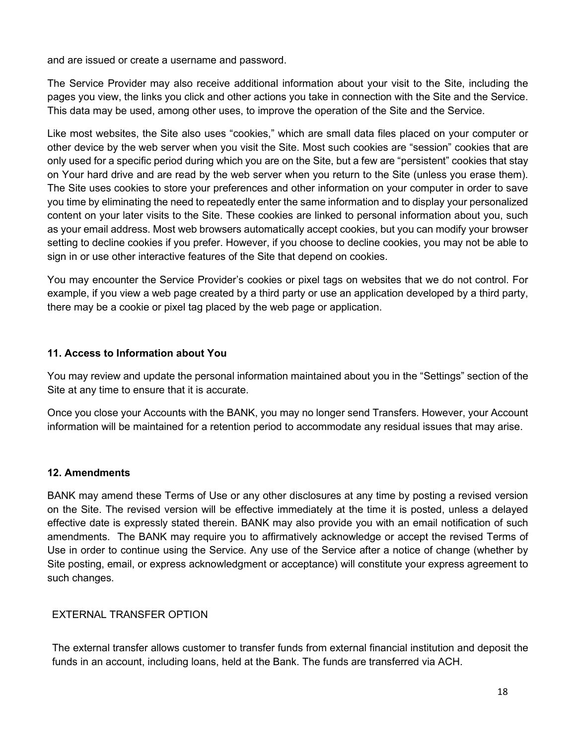and are issued or create a username and password.

The Service Provider may also receive additional information about your visit to the Site, including the pages you view, the links you click and other actions you take in connection with the Site and the Service. This data may be used, among other uses, to improve the operation of the Site and the Service.

Like most websites, the Site also uses “cookies,” which are small data files placed on your computer or other device by the web server when you visit the Site. Most such cookies are “session” cookies that are only used for a specific period during which you are on the Site, but a few are “persistent” cookies that stay on Your hard drive and are read by the web server when you return to the Site (unless you erase them). The Site uses cookies to store your preferences and other information on your computer in order to save you time by eliminating the need to repeatedly enter the same information and to display your personalized content on your later visits to the Site. These cookies are linked to personal information about you, such as your email address. Most web browsers automatically accept cookies, but you can modify your browser setting to decline cookies if you prefer. However, if you choose to decline cookies, you may not be able to sign in or use other interactive features of the Site that depend on cookies.

You may encounter the Service Provider’s cookies or pixel tags on websites that we do not control. For example, if you view a web page created by a third party or use an application developed by a third party, there may be a cookie or pixel tag placed by the web page or application.

**11. Access to Information about You**

You may review and update the personal information maintained about you in the “Settings” section of the Site at any time to ensure that it is accurate.

Once you close your Accounts with the BANK, you may no longer send Transfers. However, your Account information will be maintained for a retention period to accommodate any residual issues that may arise.

**12. Amendments**

BANK may amend these Terms of Use or any other disclosures at any time by posting a revised version on the Site. The revised version will be effective immediately at the time it is posted, unless a delayed effective date is expressly stated therein. BANK may also provide you with an email notification of such amendments. The BANK may require you to affirmatively acknowledge or accept the revised Terms of Use in order to continue using the Service. Any use of the Service after a notice of change (whether by Site posting, email, or express acknowledgment or acceptance) will constitute your express agreement to such changes.

EXTERNAL TRANSFER OPTION

The external transfer allows customer to transfer funds from external financial institution and deposit the funds in an account, including loans, held at the Bank. The funds are transferred via ACH.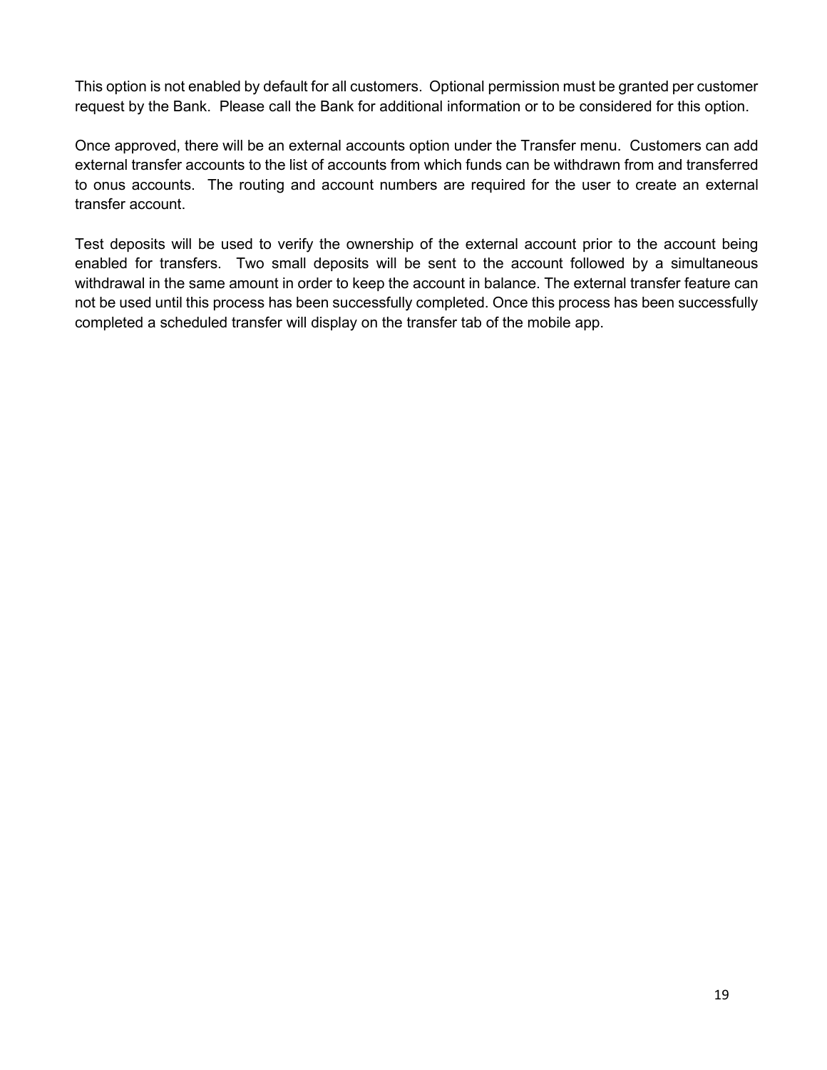This option is not enabled by default for all customers. Optional permission must be granted per customer request by the Bank. Please call the Bank for additional information or to be considered for this option.

Once approved, there will be an external accounts option under the Transfer menu. Customers can add external transfer accounts to the list of accounts from which funds can be withdrawn from and transferred to onus accounts. The routing and account numbers are required for the user to create an external transfer account.

Test deposits will be used to verify the ownership of the external account prior to the account being enabled for transfers. Two small deposits will be sent to the account followed by a simultaneous withdrawal in the same amount in order to keep the account in balance. The external transfer feature can not be used until this process has been successfully completed. Once this process has been successfully completed a scheduled transfer will display on the transfer tab of the mobile app.